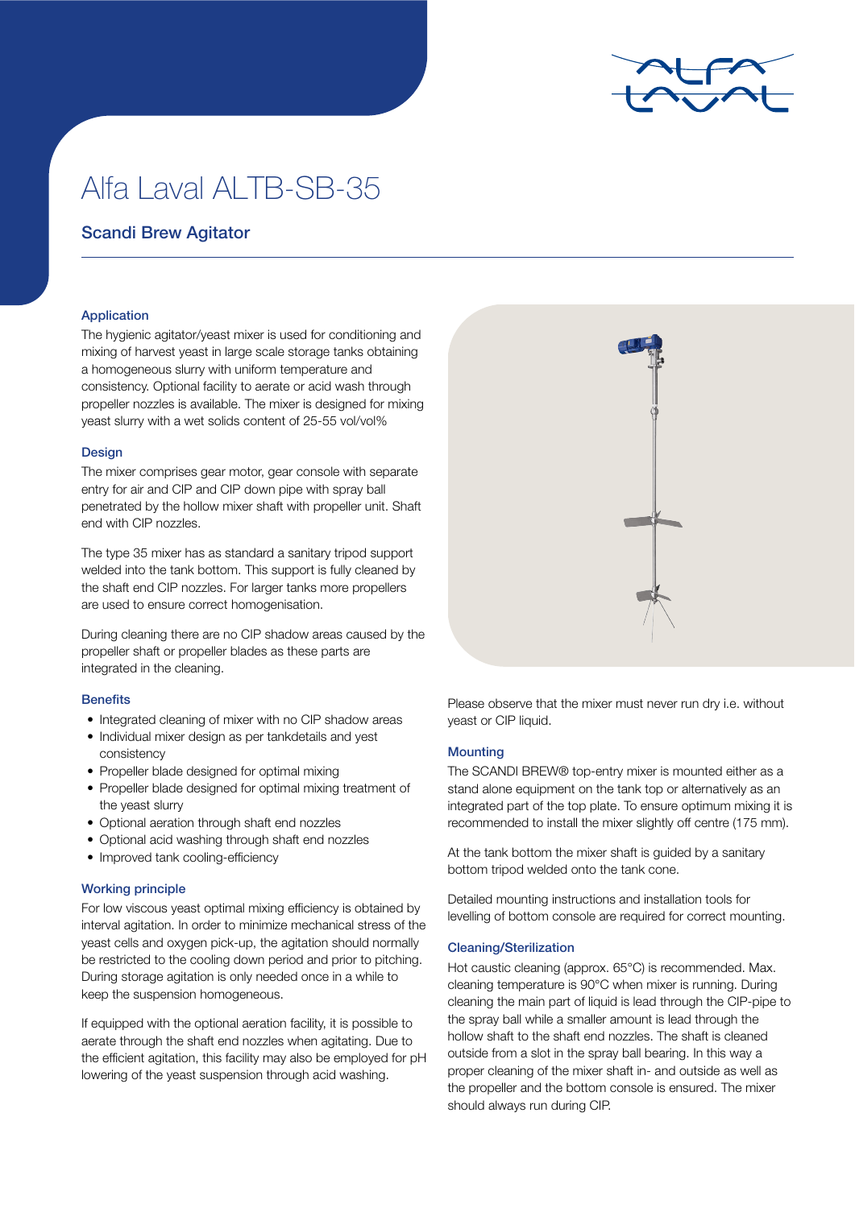# Alfa Laval ALTB-SB-35

## Scandi Brew Agitator

### Application

The hygienic agitator/yeast mixer is used for conditioning and mixing of harvest yeast in large scale storage tanks obtaining a homogeneous slurry with uniform temperature and consistency. Optional facility to aerate or acid wash through propeller nozzles is available. The mixer is designed for mixing yeast slurry with a wet solids content of 25-55 vol/vol%

### Design

The mixer comprises gear motor, gear console with separate entry for air and CIP and CIP down pipe with spray ball penetrated by the hollow mixer shaft with propeller unit. Shaft end with CIP nozzles.

The type 35 mixer has as standard a sanitary tripod support welded into the tank bottom. This support is fully cleaned by the shaft end CIP nozzles. For larger tanks more propellers are used to ensure correct homogenisation.

During cleaning there are no CIP shadow areas caused by the propeller shaft or propeller blades as these parts are integrated in the cleaning.

### Benefits

- Integrated cleaning of mixer with no CIP shadow areas
- Individual mixer design as per tankdetails and yest consistency
- Propeller blade designed for optimal mixing
- Propeller blade designed for optimal mixing treatment of the yeast slurry
- Optional aeration through shaft end nozzles
- Optional acid washing through shaft end nozzles
- Improved tank cooling-efficiency

### Working principle

For low viscous yeast optimal mixing efficiency is obtained by interval agitation. In order to minimize mechanical stress of the yeast cells and oxygen pick-up, the agitation should normally be restricted to the cooling down period and prior to pitching. During storage agitation is only needed once in a while to keep the suspension homogeneous.

If equipped with the optional aeration facility, it is possible to aerate through the shaft end nozzles when agitating. Due to the efficient agitation, this facility may also be employed for pH lowering of the yeast suspension through acid washing.

Please observe that the mixer must never run dry i.e. without yeast or CIP liquid.

### Mounting

The SCANDI BREW® top-entry mixer is mounted either as a stand alone equipment on the tank top or alternatively as an integrated part of the top plate. To ensure optimum mixing it is recommended to install the mixer slightly off centre (175 mm).

At the tank bottom the mixer shaft is guided by a sanitary bottom tripod welded onto the tank cone.

Detailed mounting instructions and installation tools for levelling of bottom console are required for correct mounting.

### Cleaning/Sterilization

Hot caustic cleaning (approx. 65°C) is recommended. Max. cleaning temperature is 90°C when mixer is running. During cleaning the main part of liquid is lead through the CIP-pipe to the spray ball while a smaller amount is lead through the hollow shaft to the shaft end nozzles. The shaft is cleaned outside from a slot in the spray ball bearing. In this way a proper cleaning of the mixer shaft in- and outside as well as the propeller and the bottom console is ensured. The mixer should always run during CIP.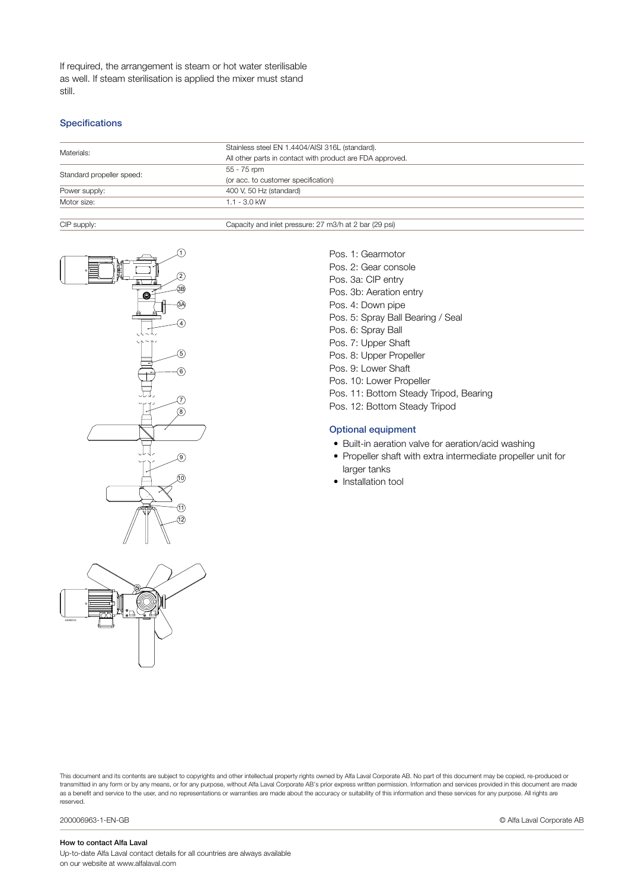If required, the arrangement is steam or hot water sterilisable as well. If steam sterilisation is applied the mixer must stand still.

### Specifications

| | |
|---|---|
| Materials: | Stainless steel EN 1.4404/AISI 316L (standard).<br>All other parts in contact with product are FDA approved. |
| Standard propeller speed: | 55 - 75 rpm<br>(or acc. to customer specification) |
| Power supply: | 400 V, 50 Hz (standard) |
| Motor size: | 1.1 - 3.0 kW |
| CIP supply: | Capacity and inlet pressure: 27 m3/h at 2 bar (29 psi) |

Pos. 1: Gearmotor
Pos. 2: Gear console
Pos. 3a: CIP entry
Pos. 3b: Aeration entry
Pos. 4: Down pipe
Pos. 5: Spray Ball Bearing / Seal
Pos. 6: Spray Ball
Pos. 7: Upper Shaft
Pos. 8: Upper Propeller
Pos. 9: Lower Shaft
Pos. 10: Lower Propeller
Pos. 11: Bottom Steady Tripod, Bearing
Pos. 12: Bottom Steady Tripod

### Optional equipment

- Built-in aeration valve for aeration/acid washing
- Propeller shaft with extra intermediate propeller unit for larger tanks
- Installation tool

This document and its contents are subject to copyrights and other intellectual property rights owned by Alfa Laval Corporate AB. No part of this document may be copied, re-produced or transmitted in any form or by any means, or for any purpose, without Alfa Laval Corporate AB's prior express written permission. Information and services provided in this document are made as a benefit and service to the user, and no representations or warranties are made about the accuracy or suitability of this information and these services for any purpose. All rights are reserved.

200006963-1-EN-GB

© Alfa Laval Corporate AB

**How to contact Alfa Laval**

Up-to-date Alfa Laval contact details for all countries are always available on our website at www.alfalaval.com